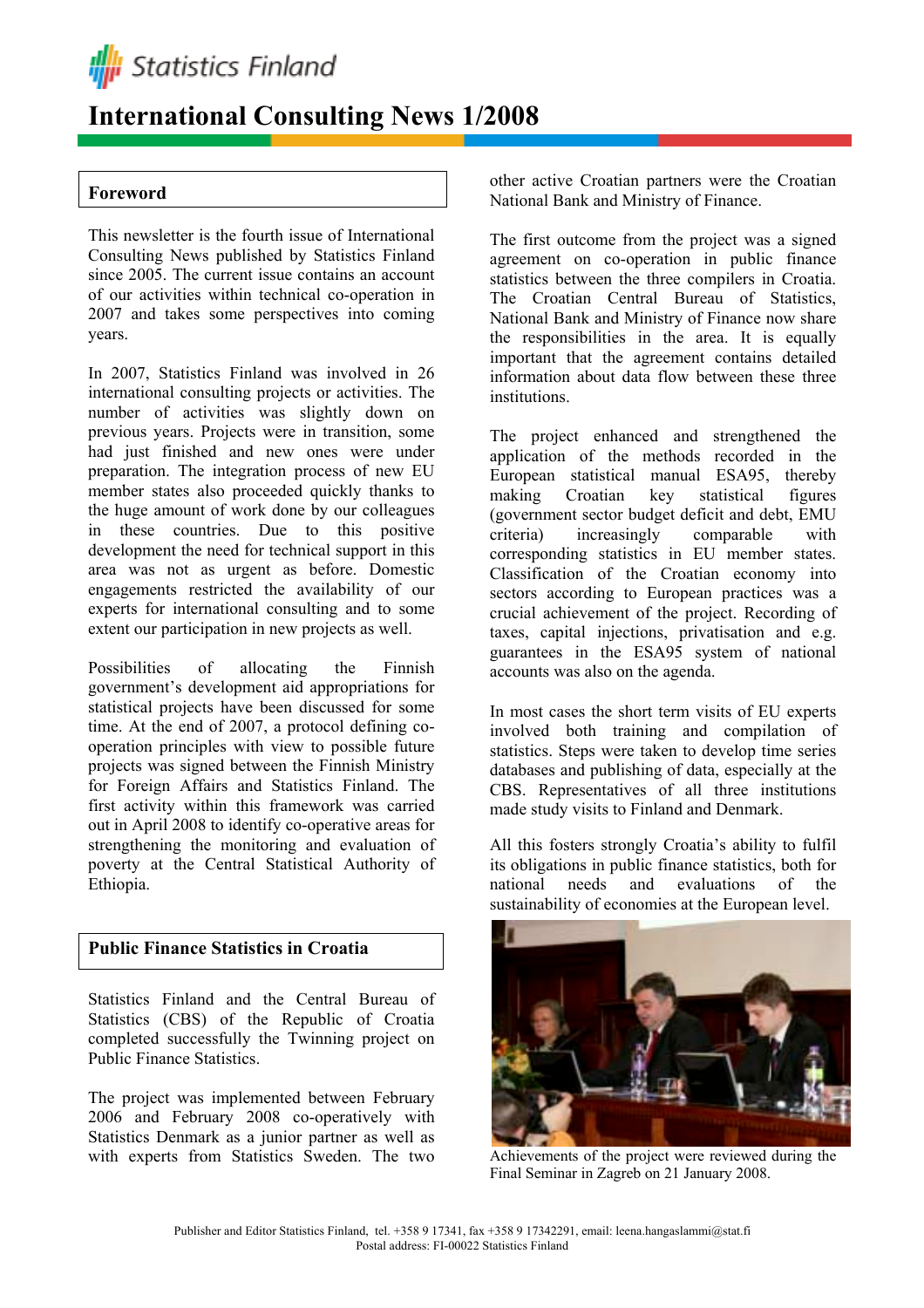Statistics Finland

# International Consulting News 1/2008

## Foreword

This newsletter is the fourth issue of International Consulting News published by Statistics Finland since 2005. The current issue contains an account of our activities within technical co-operation in 2007 and takes some perspectives into coming years.

In 2007, Statistics Finland was involved in 26 international consulting projects or activities. The number of activities was slightly down on previous years. Projects were in transition, some had just finished and new ones were under preparation. The integration process of new EU member states also proceeded quickly thanks to the huge amount of work done by our colleagues in these countries. Due to this positive development the need for technical support in this area was not as urgent as before. Domestic engagements restricted the availability of our experts for international consulting and to some extent our participation in new projects as well.

Possibilities of allocating the Finnish government's development aid appropriations for statistical projects have been discussed for some time. At the end of 2007, a protocol defining co-operation principles with view to possible future projects was signed between the Finnish Ministry for Foreign Affairs and Statistics Finland. The first activity within this framework was carried out in April 2008 to identify co-operative areas for strengthening the monitoring and evaluation of poverty at the Central Statistical Authority of Ethiopia.

## Public Finance Statistics in Croatia

Statistics Finland and the Central Bureau of Statistics (CBS) of the Republic of Croatia completed successfully the Twinning project on Public Finance Statistics.

The project was implemented between February 2006 and February 2008 co-operatively with Statistics Denmark as a junior partner as well as with experts from Statistics Sweden. The two other active Croatian partners were the Croatian National Bank and Ministry of Finance.

The first outcome from the project was a signed agreement on co-operation in public finance statistics between the three compilers in Croatia. The Croatian Central Bureau of Statistics, National Bank and Ministry of Finance now share the responsibilities in the area. It is equally important that the agreement contains detailed information about data flow between these three institutions.

The project enhanced and strengthened the application of the methods recorded in the European statistical manual ESA95, thereby making Croatian key statistical figures (government sector budget deficit and debt, EMU criteria) increasingly comparable with corresponding statistics in EU member states. Classification of the Croatian economy into sectors according to European practices was a crucial achievement of the project. Recording of taxes, capital injections, privatisation and e.g. guarantees in the ESA95 system of national accounts was also on the agenda.

In most cases the short term visits of EU experts involved both training and compilation of statistics. Steps were taken to develop time series databases and publishing of data, especially at the CBS. Representatives of all three institutions made study visits to Finland and Denmark.

All this fosters strongly Croatia's ability to fulfil its obligations in public finance statistics, both for national needs and evaluations of the sustainability of economies at the European level.

Achievements of the project were reviewed during the Final Seminar in Zagreb on 21 January 2008.

Publisher and Editor Statistics Finland, tel. +358 9 17341, fax +358 9 17342291, email: leena.hangaslammi@stat.fi
Postal address: FI-00022 Statistics Finland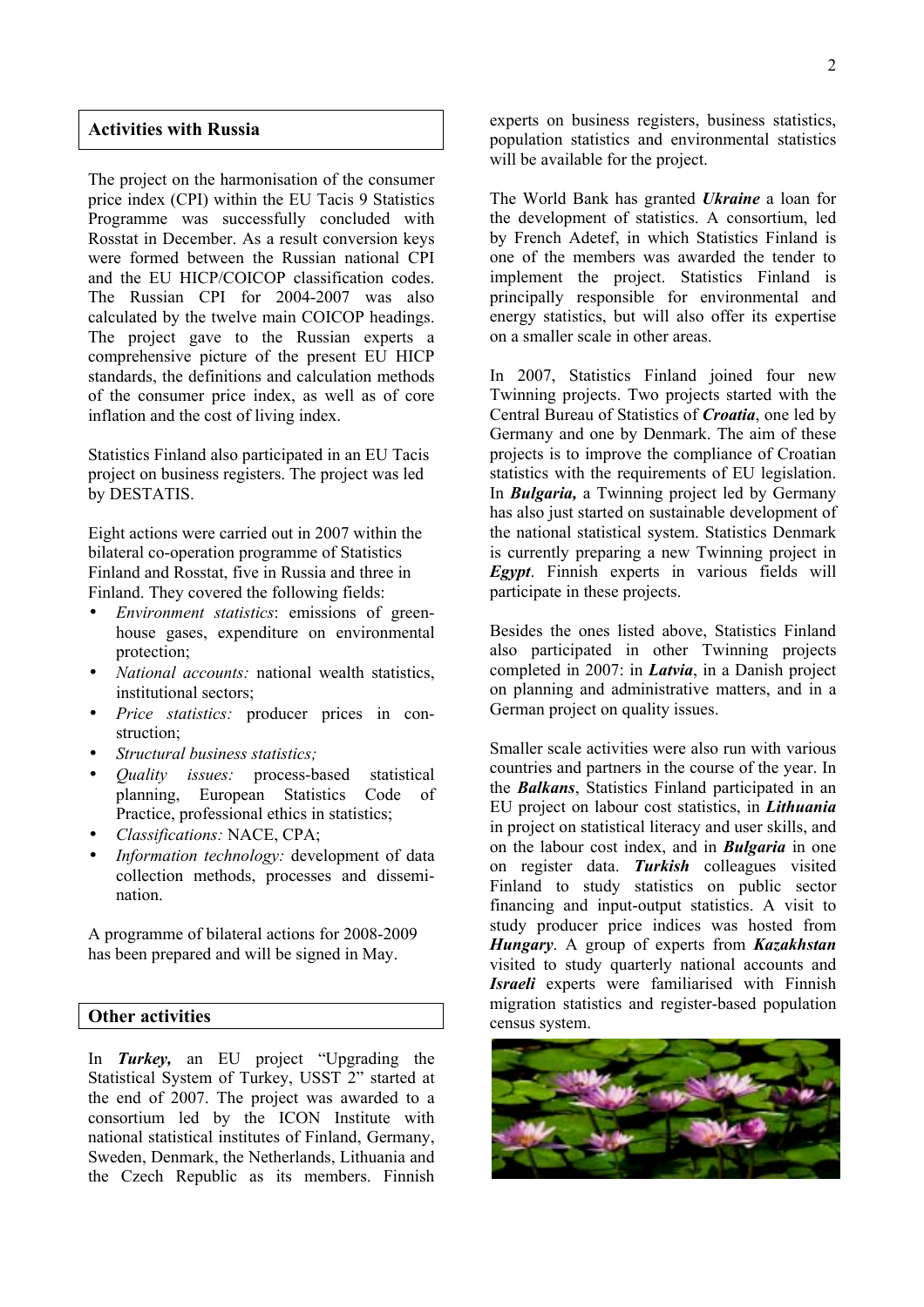## Activities with Russia

The project on the harmonisation of the consumer price index (CPI) within the EU Tacis 9 Statistics Programme was successfully concluded with Rosstat in December. As a result conversion keys were formed between the Russian national CPI and the EU HICP/COICOP classification codes. The Russian CPI for 2004-2007 was also calculated by the twelve main COICOP headings. The project gave to the Russian experts a comprehensive picture of the present EU HICP standards, the definitions and calculation methods of the consumer price index, as well as of core inflation and the cost of living index.

Statistics Finland also participated in an EU Tacis project on business registers. The project was led by DESTATIS.

Eight actions were carried out in 2007 within the bilateral co-operation programme of Statistics Finland and Rosstat, five in Russia and three in Finland. They covered the following fields:

- *Environment statistics*: emissions of greenhouse gases, expenditure on environmental protection;
- *National accounts:* national wealth statistics, institutional sectors;
- *Price statistics:* producer prices in construction;
- *Structural business statistics;*
- *Quality issues:* process-based statistical planning, European Statistics Code of Practice, professional ethics in statistics;
- *Classifications:* NACE, CPA;
- *Information technology:* development of data collection methods, processes and dissemination.

A programme of bilateral actions for 2008-2009 has been prepared and will be signed in May.

## Other activities

In ***Turkey,*** an EU project "Upgrading the Statistical System of Turkey, USST 2" started at the end of 2007. The project was awarded to a consortium led by the ICON Institute with national statistical institutes of Finland, Germany, Sweden, Denmark, the Netherlands, Lithuania and the Czech Republic as its members. Finnish experts on business registers, business statistics, population statistics and environmental statistics will be available for the project.

The World Bank has granted ***Ukraine*** a loan for the development of statistics. A consortium, led by French Adetef, in which Statistics Finland is one of the members was awarded the tender to implement the project. Statistics Finland is principally responsible for environmental and energy statistics, but will also offer its expertise on a smaller scale in other areas.

In 2007, Statistics Finland joined four new Twinning projects. Two projects started with the Central Bureau of Statistics of ***Croatia***, one led by Germany and one by Denmark. The aim of these projects is to improve the compliance of Croatian statistics with the requirements of EU legislation. In ***Bulgaria,*** a Twinning project led by Germany has also just started on sustainable development of the national statistical system. Statistics Denmark is currently preparing a new Twinning project in ***Egypt***. Finnish experts in various fields will participate in these projects.

Besides the ones listed above, Statistics Finland also participated in other Twinning projects completed in 2007: in ***Latvia***, in a Danish project on planning and administrative matters, and in a German project on quality issues.

Smaller scale activities were also run with various countries and partners in the course of the year. In the ***Balkans***, Statistics Finland participated in an EU project on labour cost statistics, in ***Lithuania*** in project on statistical literacy and user skills, and on the labour cost index, and in ***Bulgaria*** in one on register data. ***Turkish*** colleagues visited Finland to study statistics on public sector financing and input-output statistics. A visit to study producer price indices was hosted from ***Hungary***. A group of experts from ***Kazakhstan*** visited to study quarterly national accounts and ***Israeli*** experts were familiarised with Finnish migration statistics and register-based population census system.